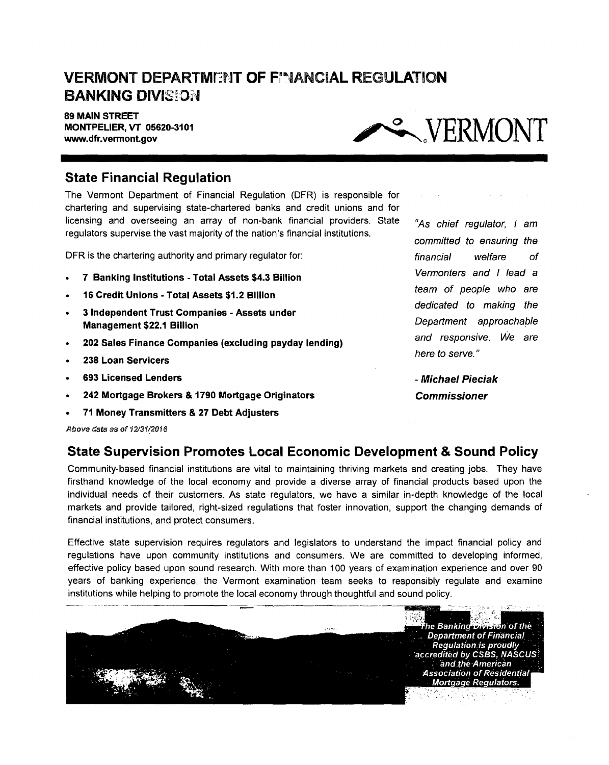# VERMONT DEPARTMENT OF FINANCIAL REGULATION BANKING DIVISION

**89 MAIN STREET**
**MONTPELIER, VT 05620-3101**
**www.dfr.vermont.gov**

VERMONT

## State Financial Regulation

The Vermont Department of Financial Regulation (DFR) is responsible for chartering and supervising state-chartered banks and credit unions and for licensing and overseeing an array of non-bank financial providers. State regulators supervise the vast majority of the nation's financial institutions.

DFR is the chartering authority and primary regulator for:

- **7 Banking Institutions - Total Assets $4.3 Billion**
- **16 Credit Unions - Total Assets $1.2 Billion**
- **3 Independent Trust Companies - Assets under Management $22.1 Billion**
- **202 Sales Finance Companies (excluding payday lending)**
- **238 Loan Servicers**
- **693 Licensed Lenders**
- **242 Mortgage Brokers & 1790 Mortgage Originators**
- **71 Money Transmitters & 27 Debt Adjusters**

*Above data as of 12/31/2016*

*"As chief regulator, I am committed to ensuring the financial welfare of Vermonters and I lead a team of people who are dedicated to making the Department approachable and responsive. We are here to serve."*

***- Michael Pieciak***
***Commissioner***

## State Supervision Promotes Local Economic Development & Sound Policy

Community-based financial institutions are vital to maintaining thriving markets and creating jobs. They have firsthand knowledge of the local economy and provide a diverse array of financial products based upon the individual needs of their customers. As state regulators, we have a similar in-depth knowledge of the local markets and provide tailored, right-sized regulations that foster innovation, support the changing demands of financial institutions, and protect consumers.

Effective state supervision requires regulators and legislators to understand the impact financial policy and regulations have upon community institutions and consumers. We are committed to developing informed, effective policy based upon sound research. With more than 100 years of examination experience and over 90 years of banking experience, the Vermont examination team seeks to responsibly regulate and examine institutions while helping to promote the local economy through thoughtful and sound policy.

*The Banking Division of the Department of Financial Regulation is proudly accredited by CSBS, NASCUS and the American Association of Residential Mortgage Regulators.*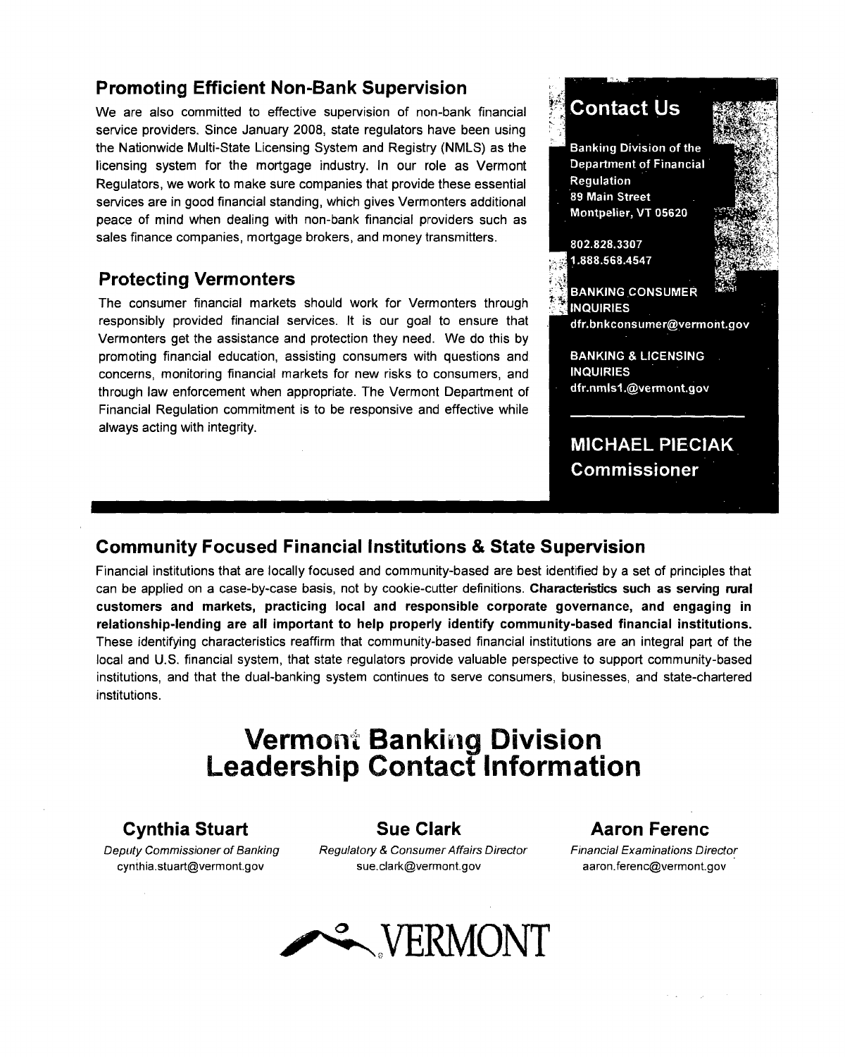## Promoting Efficient Non-Bank Supervision

We are also committed to effective supervision of non-bank financial service providers. Since January 2008, state regulators have been using the Nationwide Multi-State Licensing System and Registry (NMLS) as the licensing system for the mortgage industry. In our role as Vermont Regulators, we work to make sure companies that provide these essential services are in good financial standing, which gives Vermonters additional peace of mind when dealing with non-bank financial providers such as sales finance companies, mortgage brokers, and money transmitters.

## Protecting Vermonters

The consumer financial markets should work for Vermonters through responsibly provided financial services. It is our goal to ensure that Vermonters get the assistance and protection they need. We do this by promoting financial education, assisting consumers with questions and concerns, monitoring financial markets for new risks to consumers, and through law enforcement when appropriate. The Vermont Department of Financial Regulation commitment is to be responsive and effective while always acting with integrity.

## Contact Us

Banking Division of the Department of Financial Regulation
89 Main Street
Montpelier, VT 05620

802.828.3307
1.888.568.4547

BANKING CONSUMER INQUIRIES
dfr.bnkconsumer@vermont.gov

BANKING & LICENSING INQUIRIES
dfr.nmls1.@vermont.gov

**MICHAEL PIECIAK**
**Commissioner**

## Community Focused Financial Institutions & State Supervision

Financial institutions that are locally focused and community-based are best identified by a set of principles that can be applied on a case-by-case basis, not by cookie-cutter definitions. **Characteristics such as serving rural customers and markets, practicing local and responsible corporate governance, and engaging in relationship-lending are all important to help properly identify community-based financial institutions.** These identifying characteristics reaffirm that community-based financial institutions are an integral part of the local and U.S. financial system, that state regulators provide valuable perspective to support community-based institutions, and that the dual-banking system continues to serve consumers, businesses, and state-chartered institutions.

# Vermont Banking Division Leadership Contact Information

**Cynthia Stuart**
*Deputy Commissioner of Banking*
cynthia.stuart@vermont.gov

**Sue Clark**
*Regulatory & Consumer Affairs Director*
sue.clark@vermont.gov

**Aaron Ferenc**
*Financial Examinations Director*
aaron.ferenc@vermont.gov

VERMONT